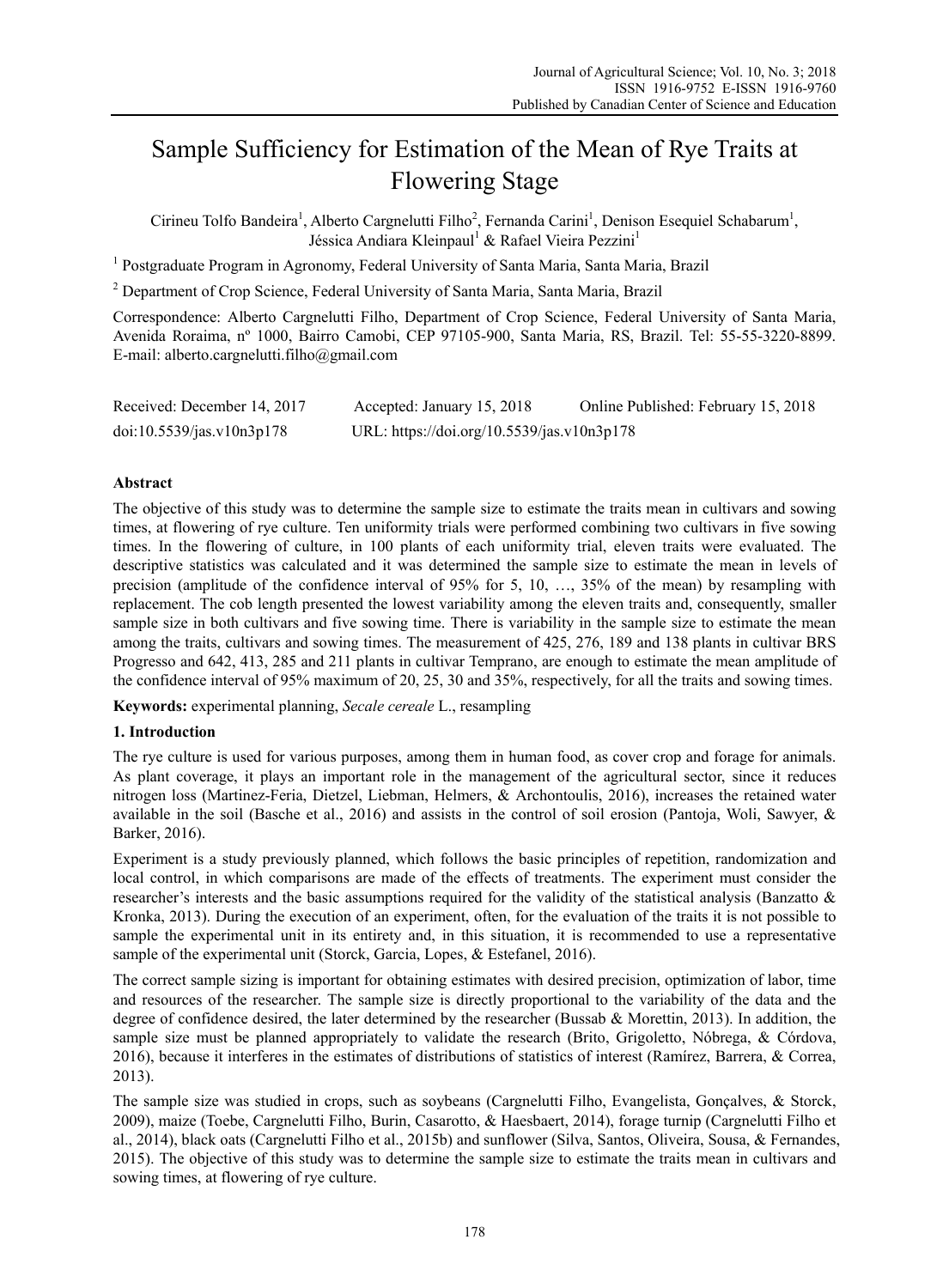# Sample Sufficiency for Estimation of the Mean of Rye Traits at Flowering Stage

Cirineu Tolfo Bandeira[1], Alberto Cargnelutti Filho[2], Fernanda Carini[1], Denison Esequiel Schabarum[1], Jéssica Andiara Kleinpaul[1] & Rafael Vieira Pezzini[1]

[1] Postgraduate Program in Agronomy, Federal University of Santa Maria, Santa Maria, Brazil

[2] Department of Crop Science, Federal University of Santa Maria, Santa Maria, Brazil

Correspondence: Alberto Cargnelutti Filho, Department of Crop Science, Federal University of Santa Maria, Avenida Roraima, nº 1000, Bairro Camobi, CEP 97105-900, Santa Maria, RS, Brazil. Tel: 55-55-3220-8899. E-mail: alberto.cargnelutti.filho@gmail.com

Received: December 14, 2017 Accepted: January 15, 2018 Online Published: February 15, 2018

doi:10.5539/jas.v10n3p178 URL: https://doi.org/10.5539/jas.v10n3p178

## Abstract

The objective of this study was to determine the sample size to estimate the traits mean in cultivars and sowing times, at flowering of rye culture. Ten uniformity trials were performed combining two cultivars in five sowing times. In the flowering of culture, in 100 plants of each uniformity trial, eleven traits were evaluated. The descriptive statistics was calculated and it was determined the sample size to estimate the mean in levels of precision (amplitude of the confidence interval of 95% for 5, 10, …, 35% of the mean) by resampling with replacement. The cob length presented the lowest variability among the eleven traits and, consequently, smaller sample size in both cultivars and five sowing time. There is variability in the sample size to estimate the mean among the traits, cultivars and sowing times. The measurement of 425, 276, 189 and 138 plants in cultivar BRS Progresso and 642, 413, 285 and 211 plants in cultivar Temprano, are enough to estimate the mean amplitude of the confidence interval of 95% maximum of 20, 25, 30 and 35%, respectively, for all the traits and sowing times.

**Keywords:** experimental planning, *Secale cereale* L., resampling

## 1. Introduction

The rye culture is used for various purposes, among them in human food, as cover crop and forage for animals. As plant coverage, it plays an important role in the management of the agricultural sector, since it reduces nitrogen loss (Martinez-Feria, Dietzel, Liebman, Helmers, & Archontoulis, 2016), increases the retained water available in the soil (Basche et al., 2016) and assists in the control of soil erosion (Pantoja, Woli, Sawyer, & Barker, 2016).

Experiment is a study previously planned, which follows the basic principles of repetition, randomization and local control, in which comparisons are made of the effects of treatments. The experiment must consider the researcher's interests and the basic assumptions required for the validity of the statistical analysis (Banzatto & Kronka, 2013). During the execution of an experiment, often, for the evaluation of the traits it is not possible to sample the experimental unit in its entirety and, in this situation, it is recommended to use a representative sample of the experimental unit (Storck, Garcia, Lopes, & Estefanel, 2016).

The correct sample sizing is important for obtaining estimates with desired precision, optimization of labor, time and resources of the researcher. The sample size is directly proportional to the variability of the data and the degree of confidence desired, the later determined by the researcher (Bussab & Morettin, 2013). In addition, the sample size must be planned appropriately to validate the research (Brito, Grigoletto, Nóbrega, & Córdova, 2016), because it interferes in the estimates of distributions of statistics of interest (Ramírez, Barrera, & Correa, 2013).

The sample size was studied in crops, such as soybeans (Cargnelutti Filho, Evangelista, Gonçalves, & Storck, 2009), maize (Toebe, Cargnelutti Filho, Burin, Casarotto, & Haesbaert, 2014), forage turnip (Cargnelutti Filho et al., 2014), black oats (Cargnelutti Filho et al., 2015b) and sunflower (Silva, Santos, Oliveira, Sousa, & Fernandes, 2015). The objective of this study was to determine the sample size to estimate the traits mean in cultivars and sowing times, at flowering of rye culture.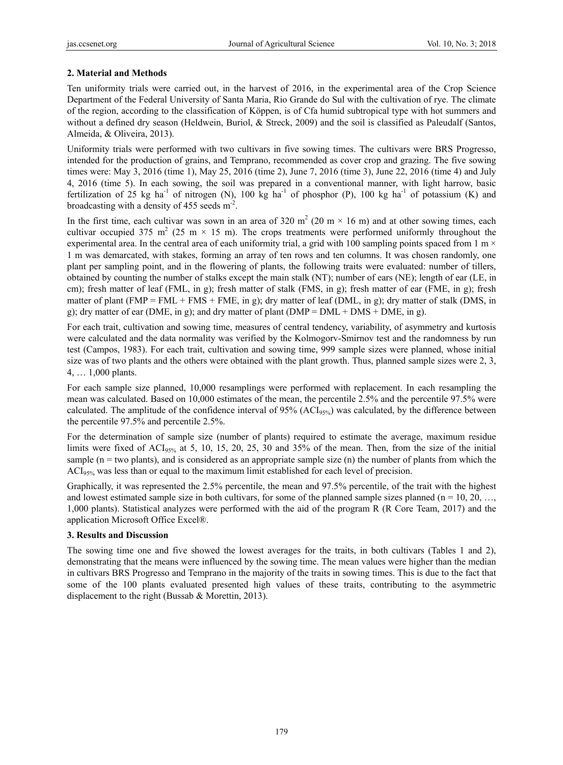## 2. Material and Methods

Ten uniformity trials were carried out, in the harvest of 2016, in the experimental area of the Crop Science Department of the Federal University of Santa Maria, Rio Grande do Sul with the cultivation of rye. The climate of the region, according to the classification of Köppen, is of Cfa humid subtropical type with hot summers and without a defined dry season (Heldwein, Buriol, & Streck, 2009) and the soil is classified as Paleudalf (Santos, Almeida, & Oliveira, 2013).

Uniformity trials were performed with two cultivars in five sowing times. The cultivars were BRS Progresso, intended for the production of grains, and Temprano, recommended as cover crop and grazing. The five sowing times were: May 3, 2016 (time 1), May 25, 2016 (time 2), June 7, 2016 (time 3), June 22, 2016 (time 4) and July 4, 2016 (time 5). In each sowing, the soil was prepared in a conventional manner, with light harrow, basic fertilization of 25 kg ha$^{-1}$ of nitrogen (N), 100 kg ha$^{-1}$ of phosphor (P), 100 kg ha$^{-1}$ of potassium (K) and broadcasting with a density of 455 seeds m$^{-2}$.

In the first time, each cultivar was sown in an area of 320 m$^2$ (20 m × 16 m) and at other sowing times, each cultivar occupied 375 m$^2$ (25 m × 15 m). The crops treatments were performed uniformly throughout the experimental area. In the central area of each uniformity trial, a grid with 100 sampling points spaced from 1 m × 1 m was demarcated, with stakes, forming an array of ten rows and ten columns. It was chosen randomly, one plant per sampling point, and in the flowering of plants, the following traits were evaluated: number of tillers, obtained by counting the number of stalks except the main stalk (NT); number of ears (NE); length of ear (LE, in cm); fresh matter of leaf (FML, in g); fresh matter of stalk (FMS, in g); fresh matter of ear (FME, in g); fresh matter of plant (FMP = FML + FMS + FME, in g); dry matter of leaf (DML, in g); dry matter of stalk (DMS, in g); dry matter of ear (DME, in g); and dry matter of plant (DMP = DML + DMS + DME, in g).

For each trait, cultivation and sowing time, measures of central tendency, variability, of asymmetry and kurtosis were calculated and the data normality was verified by the Kolmogorv-Smirnov test and the randomness by run test (Campos, 1983). For each trait, cultivation and sowing time, 999 sample sizes were planned, whose initial size was of two plants and the others were obtained with the plant growth. Thus, planned sample sizes were 2, 3, 4, … 1,000 plants.

For each sample size planned, 10,000 resamplings were performed with replacement. In each resampling the mean was calculated. Based on 10,000 estimates of the mean, the percentile 2.5% and the percentile 97.5% were calculated. The amplitude of the confidence interval of 95% ($ACI_{95\%}$) was calculated, by the difference between the percentile 97.5% and percentile 2.5%.

For the determination of sample size (number of plants) required to estimate the average, maximum residue limits were fixed of $ACI_{95\%}$ at 5, 10, 15, 20, 25, 30 and 35% of the mean. Then, from the size of the initial sample (n = two plants), and is considered as an appropriate sample size (n) the number of plants from which the $ACI_{95\%}$ was less than or equal to the maximum limit established for each level of precision.

Graphically, it was represented the 2.5% percentile, the mean and 97.5% percentile, of the trait with the highest and lowest estimated sample size in both cultivars, for some of the planned sample sizes planned (n = 10, 20, …, 1,000 plants). Statistical analyzes were performed with the aid of the program R (R Core Team, 2017) and the application Microsoft Office Excel®.

## 3. Results and Discussion

The sowing time one and five showed the lowest averages for the traits, in both cultivars (Tables 1 and 2), demonstrating that the means were influenced by the sowing time. The mean values were higher than the median in cultivars BRS Progresso and Temprano in the majority of the traits in sowing times. This is due to the fact that some of the 100 plants evaluated presented high values of these traits, contributing to the asymmetric displacement to the right (Bussab & Morettin, 2013).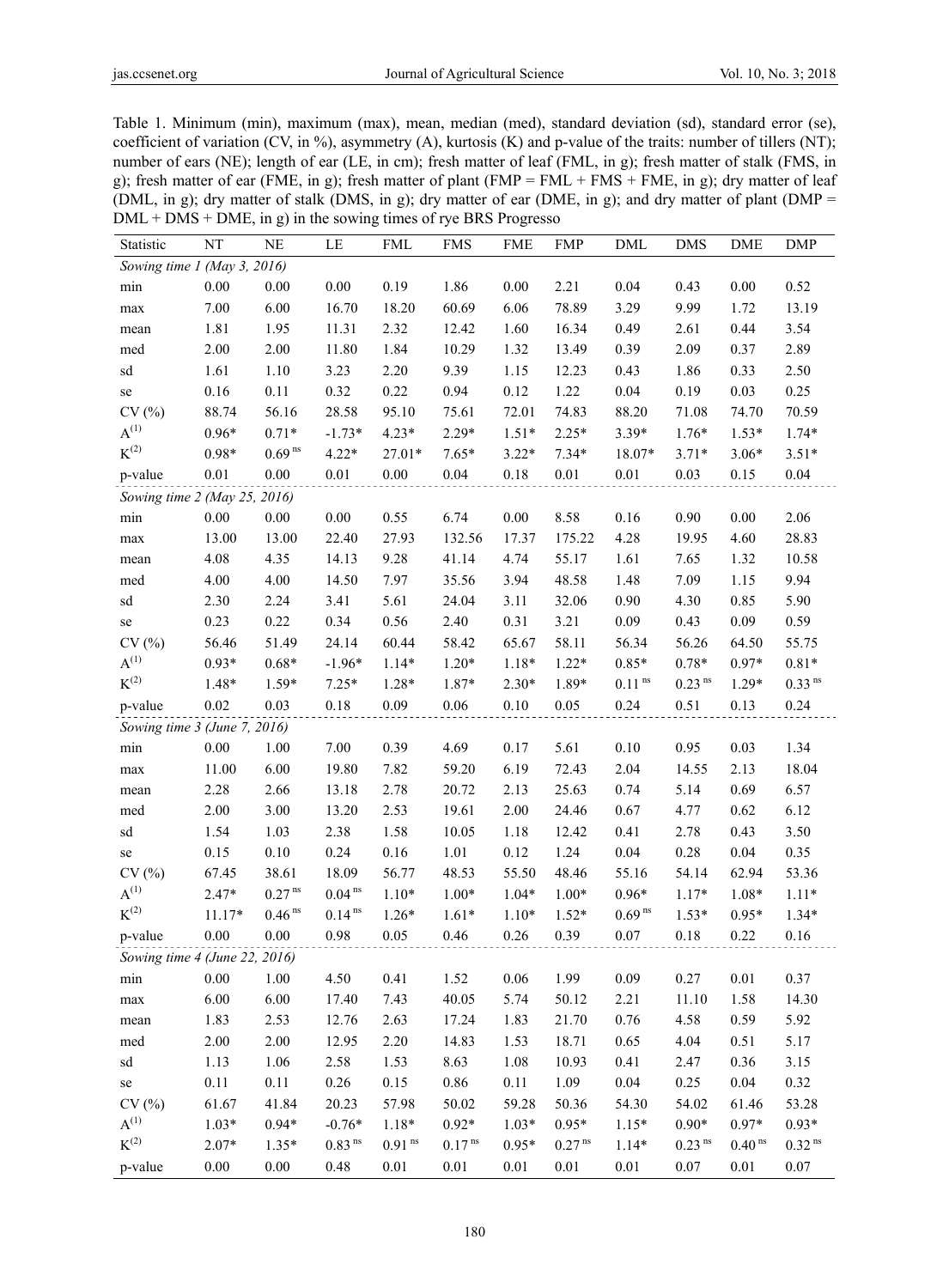Table 1. Minimum (min), maximum (max), mean, median (med), standard deviation (sd), standard error (se), coefficient of variation (CV, in %), asymmetry (A), kurtosis (K) and p-value of the traits: number of tillers (NT); number of ears (NE); length of ear (LE, in cm); fresh matter of leaf (FML, in g); fresh matter of stalk (FMS, in g); fresh matter of ear (FME, in g); fresh matter of plant (FMP = FML + FMS + FME, in g); dry matter of leaf (DML, in g); dry matter of stalk (DMS, in g); dry matter of ear (DME, in g); and dry matter of plant (DMP = DML + DMS + DME, in g) in the sowing times of rye BRS Progresso

| Statistic | NT | NE | LE | FML | FMS | FME | FMP | DML | DMS | DME | DMP |
|---|---|---|---|---|---|---|---|---|---|---|---|
| *Sowing time 1 (May 3, 2016)* | | | | | | | | | | | |
| min | 0.00 | 0.00 | 0.00 | 0.19 | 1.86 | 0.00 | 2.21 | 0.04 | 0.43 | 0.00 | 0.52 |
| max | 7.00 | 6.00 | 16.70 | 18.20 | 60.69 | 6.06 | 78.89 | 3.29 | 9.99 | 1.72 | 13.19 |
| mean | 1.81 | 1.95 | 11.31 | 2.32 | 12.42 | 1.60 | 16.34 | 0.49 | 2.61 | 0.44 | 3.54 |
| med | 2.00 | 2.00 | 11.80 | 1.84 | 10.29 | 1.32 | 13.49 | 0.39 | 2.09 | 0.37 | 2.89 |
| sd | 1.61 | 1.10 | 3.23 | 2.20 | 9.39 | 1.15 | 12.23 | 0.43 | 1.86 | 0.33 | 2.50 |
| se | 0.16 | 0.11 | 0.32 | 0.22 | 0.94 | 0.12 | 1.22 | 0.04 | 0.19 | 0.03 | 0.25 |
| CV (%) | 88.74 | 56.16 | 28.58 | 95.10 | 75.61 | 72.01 | 74.83 | 88.20 | 71.08 | 74.70 | 70.59 |
| A(1) | 0.96* | 0.71* | -1.73* | 4.23* | 2.29* | 1.51* | 2.25* | 3.39* | 1.76* | 1.53* | 1.74* |
| K(2) | 0.98* | 0.69 ns | 4.22* | 27.01* | 7.65* | 3.22* | 7.34* | 18.07* | 3.71* | 3.06* | 3.51* |
| p-value | 0.01 | 0.00 | 0.01 | 0.00 | 0.04 | 0.18 | 0.01 | 0.01 | 0.03 | 0.15 | 0.04 |
| *Sowing time 2 (May 25, 2016)* | | | | | | | | | | | |
| min | 0.00 | 0.00 | 0.00 | 0.55 | 6.74 | 0.00 | 8.58 | 0.16 | 0.90 | 0.00 | 2.06 |
| max | 13.00 | 13.00 | 22.40 | 27.93 | 132.56 | 17.37 | 175.22 | 4.28 | 19.95 | 4.60 | 28.83 |
| mean | 4.08 | 4.35 | 14.13 | 9.28 | 41.14 | 4.74 | 55.17 | 1.61 | 7.65 | 1.32 | 10.58 |
| med | 4.00 | 4.00 | 14.50 | 7.97 | 35.56 | 3.94 | 48.58 | 1.48 | 7.09 | 1.15 | 9.94 |
| sd | 2.30 | 2.24 | 3.41 | 5.61 | 24.04 | 3.11 | 32.06 | 0.90 | 4.30 | 0.85 | 5.90 |
| se | 0.23 | 0.22 | 0.34 | 0.56 | 2.40 | 0.31 | 3.21 | 0.09 | 0.43 | 0.09 | 0.59 |
| CV (%) | 56.46 | 51.49 | 24.14 | 60.44 | 58.42 | 65.67 | 58.11 | 56.34 | 56.26 | 64.50 | 55.75 |
| A(1) | 0.93* | 0.68* | -1.96* | 1.14* | 1.20* | 1.18* | 1.22* | 0.85* | 0.78* | 0.97* | 0.81* |
| K(2) | 1.48* | 1.59* | 7.25* | 1.28* | 1.87* | 2.30* | 1.89* | 0.11 ns | 0.23 ns | 1.29* | 0.33 ns |
| p-value | 0.02 | 0.03 | 0.18 | 0.09 | 0.06 | 0.10 | 0.05 | 0.24 | 0.51 | 0.13 | 0.24 |
| *Sowing time 3 (June 7, 2016)* | | | | | | | | | | | |
| min | 0.00 | 1.00 | 7.00 | 0.39 | 4.69 | 0.17 | 5.61 | 0.10 | 0.95 | 0.03 | 1.34 |
| max | 11.00 | 6.00 | 19.80 | 7.82 | 59.20 | 6.19 | 72.43 | 2.04 | 14.55 | 2.13 | 18.04 |
| mean | 2.28 | 2.66 | 13.18 | 2.78 | 20.72 | 2.13 | 25.63 | 0.74 | 5.14 | 0.69 | 6.57 |
| med | 2.00 | 3.00 | 13.20 | 2.53 | 19.61 | 2.00 | 24.46 | 0.67 | 4.77 | 0.62 | 6.12 |
| sd | 1.54 | 1.03 | 2.38 | 1.58 | 10.05 | 1.18 | 12.42 | 0.41 | 2.78 | 0.43 | 3.50 |
| se | 0.15 | 0.10 | 0.24 | 0.16 | 1.01 | 0.12 | 1.24 | 0.04 | 0.28 | 0.04 | 0.35 |
| CV (%) | 67.45 | 38.61 | 18.09 | 56.77 | 48.53 | 55.50 | 48.46 | 55.16 | 54.14 | 62.94 | 53.36 |
| A(1) | 2.47* | 0.27 ns | 0.04 ns | 1.10* | 1.00* | 1.04* | 1.00* | 0.96* | 1.17* | 1.08* | 1.11* |
| K(2) | 11.17* | 0.46 ns | 0.14 ns | 1.26* | 1.61* | 1.10* | 1.52* | 0.69 ns | 1.53* | 0.95* | 1.34* |
| p-value | 0.00 | 0.00 | 0.98 | 0.05 | 0.46 | 0.26 | 0.39 | 0.07 | 0.18 | 0.22 | 0.16 |
| *Sowing time 4 (June 22, 2016)* | | | | | | | | | | | |
| min | 0.00 | 1.00 | 4.50 | 0.41 | 1.52 | 0.06 | 1.99 | 0.09 | 0.27 | 0.01 | 0.37 |
| max | 6.00 | 6.00 | 17.40 | 7.43 | 40.05 | 5.74 | 50.12 | 2.21 | 11.10 | 1.58 | 14.30 |
| mean | 1.83 | 2.53 | 12.76 | 2.63 | 17.24 | 1.83 | 21.70 | 0.76 | 4.58 | 0.59 | 5.92 |
| med | 2.00 | 2.00 | 12.95 | 2.20 | 14.83 | 1.53 | 18.71 | 0.65 | 4.04 | 0.51 | 5.17 |
| sd | 1.13 | 1.06 | 2.58 | 1.53 | 8.63 | 1.08 | 10.93 | 0.41 | 2.47 | 0.36 | 3.15 |
| se | 0.11 | 0.11 | 0.26 | 0.15 | 0.86 | 0.11 | 1.09 | 0.04 | 0.25 | 0.04 | 0.32 |
| CV (%) | 61.67 | 41.84 | 20.23 | 57.98 | 50.02 | 59.28 | 50.36 | 54.30 | 54.02 | 61.46 | 53.28 |
| A(1) | 1.03* | 0.94* | -0.76* | 1.18* | 0.92* | 1.03* | 0.95* | 1.15* | 0.90* | 0.97* | 0.93* |
| K(2) | 2.07* | 1.35* | 0.83 ns | 0.91 ns | 0.17 ns | 0.95* | 0.27 ns | 1.14* | 0.23 ns | 0.40 ns | 0.32 ns |
| p-value | 0.00 | 0.00 | 0.48 | 0.01 | 0.01 | 0.01 | 0.01 | 0.01 | 0.07 | 0.01 | 0.07 |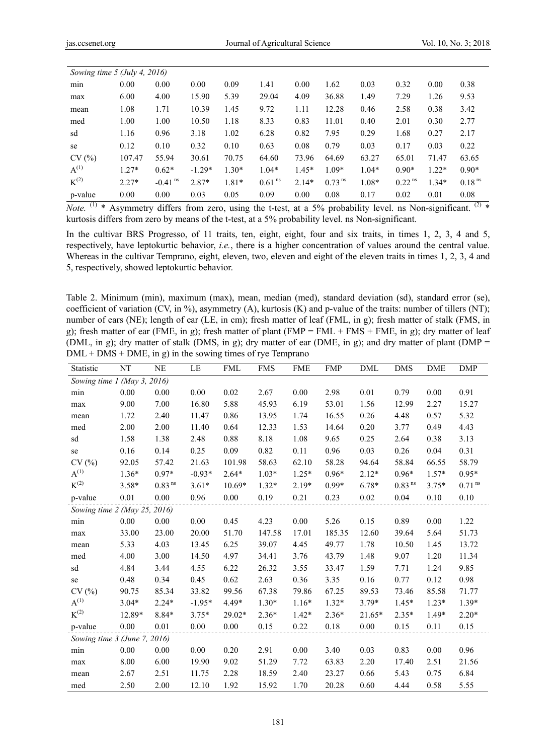| | | | | | | | | | | | |
|---|---|---|---|---|---|---|---|---|---|---|---|
| *Sowing time 5 (July 4, 2016)* | | | | | | | | | | | |
| min | 0.00 | 0.00 | 0.00 | 0.09 | 1.41 | 0.00 | 1.62 | 0.03 | 0.32 | 0.00 | 0.38 |
| max | 6.00 | 4.00 | 15.90 | 5.39 | 29.04 | 4.09 | 36.88 | 1.49 | 7.29 | 1.26 | 9.53 |
| mean | 1.08 | 1.71 | 10.39 | 1.45 | 9.72 | 1.11 | 12.28 | 0.46 | 2.58 | 0.38 | 3.42 |
| med | 1.00 | 1.00 | 10.50 | 1.18 | 8.33 | 0.83 | 11.01 | 0.40 | 2.01 | 0.30 | 2.77 |
| sd | 1.16 | 0.96 | 3.18 | 1.02 | 6.28 | 0.82 | 7.95 | 0.29 | 1.68 | 0.27 | 2.17 |
| se | 0.12 | 0.10 | 0.32 | 0.10 | 0.63 | 0.08 | 0.79 | 0.03 | 0.17 | 0.03 | 0.22 |
| CV (%) | 107.47 | 55.94 | 30.61 | 70.75 | 64.60 | 73.96 | 64.69 | 63.27 | 65.01 | 71.47 | 63.65 |
| A(1) | 1.27* | 0.62* | -1.29* | 1.30* | 1.04* | 1.45* | 1.09* | 1.04* | 0.90* | 1.22* | 0.90* |
| K(2) | 2.27* | -0.41 ns | 2.87* | 1.81* | 0.61 ns | 2.14* | 0.73 ns | 1.08* | 0.22 ns | 1.34* | 0.18 ns |
| p-value | 0.00 | 0.00 | 0.03 | 0.05 | 0.09 | 0.00 | 0.08 | 0.17 | 0.02 | 0.01 | 0.08 |

*Note.* (1) * Asymmetry differs from zero, using the t-test, at a 5% probability level. ns Non-significant. (2) * kurtosis differs from zero by means of the t-test, at a 5% probability level. ns Non-significant.

In the cultivar BRS Progresso, of 11 traits, ten, eight, eight, four and six traits, in times 1, 2, 3, 4 and 5, respectively, have leptokurtic behavior, *i.e.*, there is a higher concentration of values around the central value. Whereas in the cultivar Temprano, eight, eleven, two, eleven and eight of the eleven traits in times 1, 2, 3, 4 and 5, respectively, showed leptokurtic behavior.

Table 2. Minimum (min), maximum (max), mean, median (med), standard deviation (sd), standard error (se), coefficient of variation (CV, in %), asymmetry (A), kurtosis (K) and p-value of the traits: number of tillers (NT); number of ears (NE); length of ear (LE, in cm); fresh matter of leaf (FML, in g); fresh matter of stalk (FMS, in g); fresh matter of ear (FME, in g); fresh matter of plant (FMP = FML + FMS + FME, in g); dry matter of leaf (DML, in g); dry matter of stalk (DMS, in g); dry matter of ear (DME, in g); and dry matter of plant (DMP = DML + DMS + DME, in g) in the sowing times of rye Temprano

| Statistic | NT | NE | LE | FML | FMS | FME | FMP | DML | DMS | DME | DMP |
|---|---|---|---|---|---|---|---|---|---|---|---|
| *Sowing time 1 (May 3, 2016)* | | | | | | | | | | | |
| min | 0.00 | 0.00 | 0.00 | 0.02 | 2.67 | 0.00 | 2.98 | 0.01 | 0.79 | 0.00 | 0.91 |
| max | 9.00 | 7.00 | 16.80 | 5.88 | 45.93 | 6.19 | 53.01 | 1.56 | 12.99 | 2.27 | 15.27 |
| mean | 1.72 | 2.40 | 11.47 | 0.86 | 13.95 | 1.74 | 16.55 | 0.26 | 4.48 | 0.57 | 5.32 |
| med | 2.00 | 2.00 | 11.40 | 0.64 | 12.33 | 1.53 | 14.64 | 0.20 | 3.77 | 0.49 | 4.43 |
| sd | 1.58 | 1.38 | 2.48 | 0.88 | 8.18 | 1.08 | 9.65 | 0.25 | 2.64 | 0.38 | 3.13 |
| se | 0.16 | 0.14 | 0.25 | 0.09 | 0.82 | 0.11 | 0.96 | 0.03 | 0.26 | 0.04 | 0.31 |
| CV (%) | 92.05 | 57.42 | 21.63 | 101.98 | 58.63 | 62.10 | 58.28 | 94.64 | 58.84 | 66.55 | 58.79 |
| A(1) | 1.36* | 0.97* | -0.93* | 2.64* | 1.03* | 1.25* | 0.96* | 2.12* | 0.96* | 1.57* | 0.95* |
| K(2) | 3.58* | 0.83 ns | 3.61* | 10.69* | 1.32* | 2.19* | 0.99* | 6.78* | 0.83 ns | 3.75* | 0.71 ns |
| p-value | 0.01 | 0.00 | 0.96 | 0.00 | 0.19 | 0.21 | 0.23 | 0.02 | 0.04 | 0.10 | 0.10 |
| *Sowing time 2 (May 25, 2016)* | | | | | | | | | | | |
| min | 0.00 | 0.00 | 0.00 | 0.45 | 4.23 | 0.00 | 5.26 | 0.15 | 0.89 | 0.00 | 1.22 |
| max | 33.00 | 23.00 | 20.00 | 51.70 | 147.58 | 17.01 | 185.35 | 12.60 | 39.64 | 5.64 | 51.73 |
| mean | 5.33 | 4.03 | 13.45 | 6.25 | 39.07 | 4.45 | 49.77 | 1.78 | 10.50 | 1.45 | 13.72 |
| med | 4.00 | 3.00 | 14.50 | 4.97 | 34.41 | 3.76 | 43.79 | 1.48 | 9.07 | 1.20 | 11.34 |
| sd | 4.84 | 3.44 | 4.55 | 6.22 | 26.32 | 3.55 | 33.47 | 1.59 | 7.71 | 1.24 | 9.85 |
| se | 0.48 | 0.34 | 0.45 | 0.62 | 2.63 | 0.36 | 3.35 | 0.16 | 0.77 | 0.12 | 0.98 |
| CV (%) | 90.75 | 85.34 | 33.82 | 99.56 | 67.38 | 79.86 | 67.25 | 89.53 | 73.46 | 85.58 | 71.77 |
| A(1) | 3.04* | 2.24* | -1.95* | 4.49* | 1.30* | 1.16* | 1.32* | 3.79* | 1.45* | 1.23* | 1.39* |
| K(2) | 12.89* | 8.84* | 3.75* | 29.02* | 2.36* | 1.42* | 2.36* | 21.65* | 2.35* | 1.49* | 2.20* |
| p-value | 0.00 | 0.01 | 0.00 | 0.00 | 0.15 | 0.22 | 0.18 | 0.00 | 0.15 | 0.11 | 0.15 |
| *Sowing time 3 (June 7, 2016)* | | | | | | | | | | | |
| min | 0.00 | 0.00 | 0.00 | 0.20 | 2.91 | 0.00 | 3.40 | 0.03 | 0.83 | 0.00 | 0.96 |
| max | 8.00 | 6.00 | 19.90 | 9.02 | 51.29 | 7.72 | 63.83 | 2.20 | 17.40 | 2.51 | 21.56 |
| mean | 2.67 | 2.51 | 11.75 | 2.28 | 18.59 | 2.40 | 23.27 | 0.66 | 5.43 | 0.75 | 6.84 |
| med | 2.50 | 2.00 | 12.10 | 1.92 | 15.92 | 1.70 | 20.28 | 0.60 | 4.44 | 0.58 | 5.55 |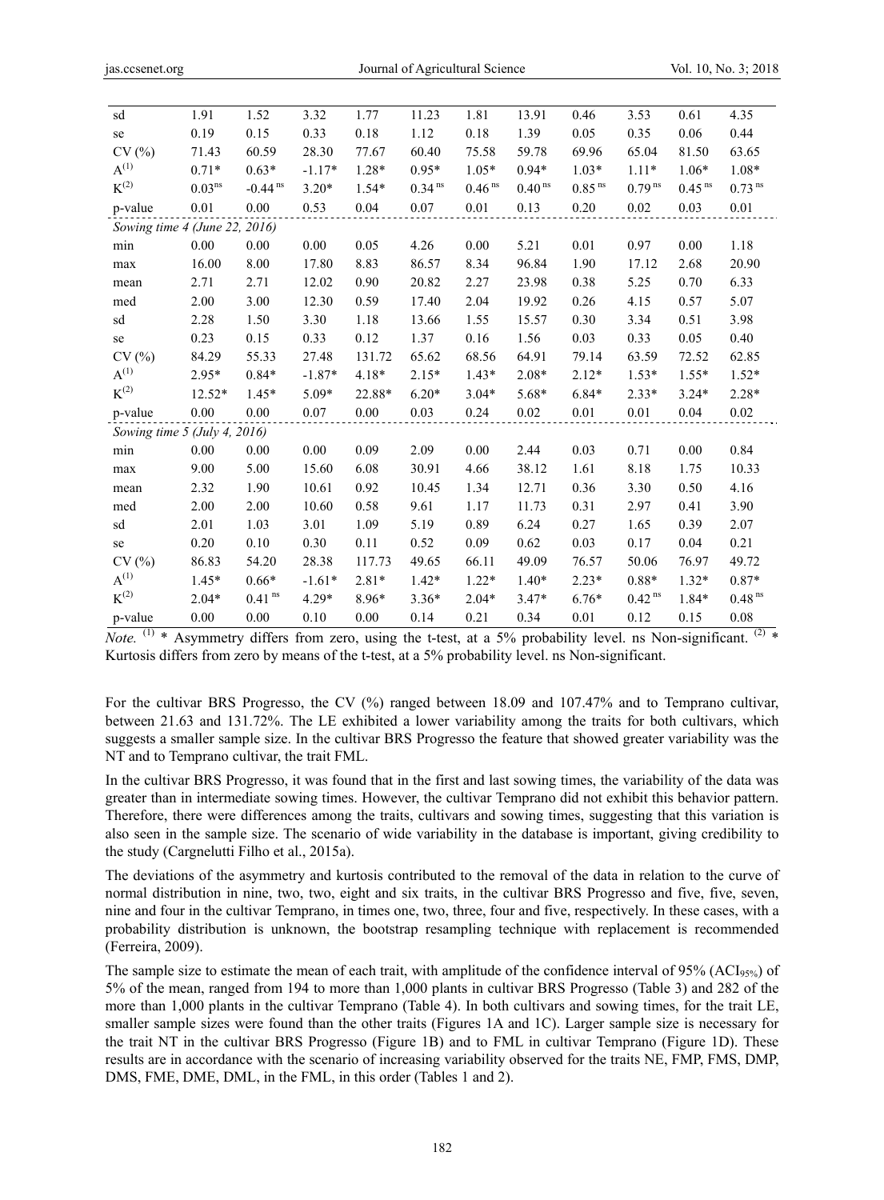| | | | | | | | | | | | |
|---|---|---|---|---|---|---|---|---|---|---|---|
| sd | 1.91 | 1.52 | 3.32 | 1.77 | 11.23 | 1.81 | 13.91 | 0.46 | 3.53 | 0.61 | 4.35 |
| se | 0.19 | 0.15 | 0.33 | 0.18 | 1.12 | 0.18 | 1.39 | 0.05 | 0.35 | 0.06 | 0.44 |
| CV (%) | 71.43 | 60.59 | 28.30 | 77.67 | 60.40 | 75.58 | 59.78 | 69.96 | 65.04 | 81.50 | 63.65 |
| A(1) | 0.71* | 0.63* | -1.17* | 1.28* | 0.95* | 1.05* | 0.94* | 1.03* | 1.11* | 1.06* | 1.08* |
| K(2) | 0.03 ns | -0.44 ns | 3.20* | 1.54* | 0.34 ns | 0.46 ns | 0.40 ns | 0.85 ns | 0.79 ns | 0.45 ns | 0.73 ns |
| p-value | 0.01 | 0.00 | 0.53 | 0.04 | 0.07 | 0.01 | 0.13 | 0.20 | 0.02 | 0.03 | 0.01 |
| *Sowing time 4 (June 22, 2016)* | | | | | | | | | | | |
| min | 0.00 | 0.00 | 0.00 | 0.05 | 4.26 | 0.00 | 5.21 | 0.01 | 0.97 | 0.00 | 1.18 |
| max | 16.00 | 8.00 | 17.80 | 8.83 | 86.57 | 8.34 | 96.84 | 1.90 | 17.12 | 2.68 | 20.90 |
| mean | 2.71 | 2.71 | 12.02 | 0.90 | 20.82 | 2.27 | 23.98 | 0.38 | 5.25 | 0.70 | 6.33 |
| med | 2.00 | 3.00 | 12.30 | 0.59 | 17.40 | 2.04 | 19.92 | 0.26 | 4.15 | 0.57 | 5.07 |
| sd | 2.28 | 1.50 | 3.30 | 1.18 | 13.66 | 1.55 | 15.57 | 0.30 | 3.34 | 0.51 | 3.98 |
| se | 0.23 | 0.15 | 0.33 | 0.12 | 1.37 | 0.16 | 1.56 | 0.03 | 0.33 | 0.05 | 0.40 |
| CV (%) | 84.29 | 55.33 | 27.48 | 131.72 | 65.62 | 68.56 | 64.91 | 79.14 | 63.59 | 72.52 | 62.85 |
| A(1) | 2.95* | 0.84* | -1.87* | 4.18* | 2.15* | 1.43* | 2.08* | 2.12* | 1.53* | 1.55* | 1.52* |
| K(2) | 12.52* | 1.45* | 5.09* | 22.88* | 6.20* | 3.04* | 5.68* | 6.84* | 2.33* | 3.24* | 2.28* |
| p-value | 0.00 | 0.00 | 0.07 | 0.00 | 0.03 | 0.24 | 0.02 | 0.01 | 0.01 | 0.04 | 0.02 |
| *Sowing time 5 (July 4, 2016)* | | | | | | | | | | | |
| min | 0.00 | 0.00 | 0.00 | 0.09 | 2.09 | 0.00 | 2.44 | 0.03 | 0.71 | 0.00 | 0.84 |
| max | 9.00 | 5.00 | 15.60 | 6.08 | 30.91 | 4.66 | 38.12 | 1.61 | 8.18 | 1.75 | 10.33 |
| mean | 2.32 | 1.90 | 10.61 | 0.92 | 10.45 | 1.34 | 12.71 | 0.36 | 3.30 | 0.50 | 4.16 |
| med | 2.00 | 2.00 | 10.60 | 0.58 | 9.61 | 1.17 | 11.73 | 0.31 | 2.97 | 0.41 | 3.90 |
| sd | 2.01 | 1.03 | 3.01 | 1.09 | 5.19 | 0.89 | 6.24 | 0.27 | 1.65 | 0.39 | 2.07 |
| se | 0.20 | 0.10 | 0.30 | 0.11 | 0.52 | 0.09 | 0.62 | 0.03 | 0.17 | 0.04 | 0.21 |
| CV (%) | 86.83 | 54.20 | 28.38 | 117.73 | 49.65 | 66.11 | 49.09 | 76.57 | 50.06 | 76.97 | 49.72 |
| A(1) | 1.45* | 0.66* | -1.61* | 2.81* | 1.42* | 1.22* | 1.40* | 2.23* | 0.88* | 1.32* | 0.87* |
| K(2) | 2.04* | 0.41 ns | 4.29* | 8.96* | 3.36* | 2.04* | 3.47* | 6.76* | 0.42 ns | 1.84* | 0.48 ns |
| p-value | 0.00 | 0.00 | 0.10 | 0.00 | 0.14 | 0.21 | 0.34 | 0.01 | 0.12 | 0.15 | 0.08 |

*Note.* (1) * Asymmetry differs from zero, using the t-test, at a 5% probability level. ns Non-significant. (2) * Kurtosis differs from zero by means of the t-test, at a 5% probability level. ns Non-significant.

For the cultivar BRS Progresso, the CV (%) ranged between 18.09 and 107.47% and to Temprano cultivar, between 21.63 and 131.72%. The LE exhibited a lower variability among the traits for both cultivars, which suggests a smaller sample size. In the cultivar BRS Progresso the feature that showed greater variability was the NT and to Temprano cultivar, the trait FML.

In the cultivar BRS Progresso, it was found that in the first and last sowing times, the variability of the data was greater than in intermediate sowing times. However, the cultivar Temprano did not exhibit this behavior pattern. Therefore, there were differences among the traits, cultivars and sowing times, suggesting that this variation is also seen in the sample size. The scenario of wide variability in the database is important, giving credibility to the study (Cargnelutti Filho et al., 2015a).

The deviations of the asymmetry and kurtosis contributed to the removal of the data in relation to the curve of normal distribution in nine, two, two, eight and six traits, in the cultivar BRS Progresso and five, five, seven, nine and four in the cultivar Temprano, in times one, two, three, four and five, respectively. In these cases, with a probability distribution is unknown, the bootstrap resampling technique with replacement is recommended (Ferreira, 2009).

The sample size to estimate the mean of each trait, with amplitude of the confidence interval of 95% ($ACI_{95\%}$) of 5% of the mean, ranged from 194 to more than 1,000 plants in cultivar BRS Progresso (Table 3) and 282 of the more than 1,000 plants in the cultivar Temprano (Table 4). In both cultivars and sowing times, for the trait LE, smaller sample sizes were found than the other traits (Figures 1A and 1C). Larger sample size is necessary for the trait NT in the cultivar BRS Progresso (Figure 1B) and to FML in cultivar Temprano (Figure 1D). These results are in accordance with the scenario of increasing variability observed for the traits NE, FMP, FMS, DMP, DMS, FME, DME, DML, in the FML, in this order (Tables 1 and 2).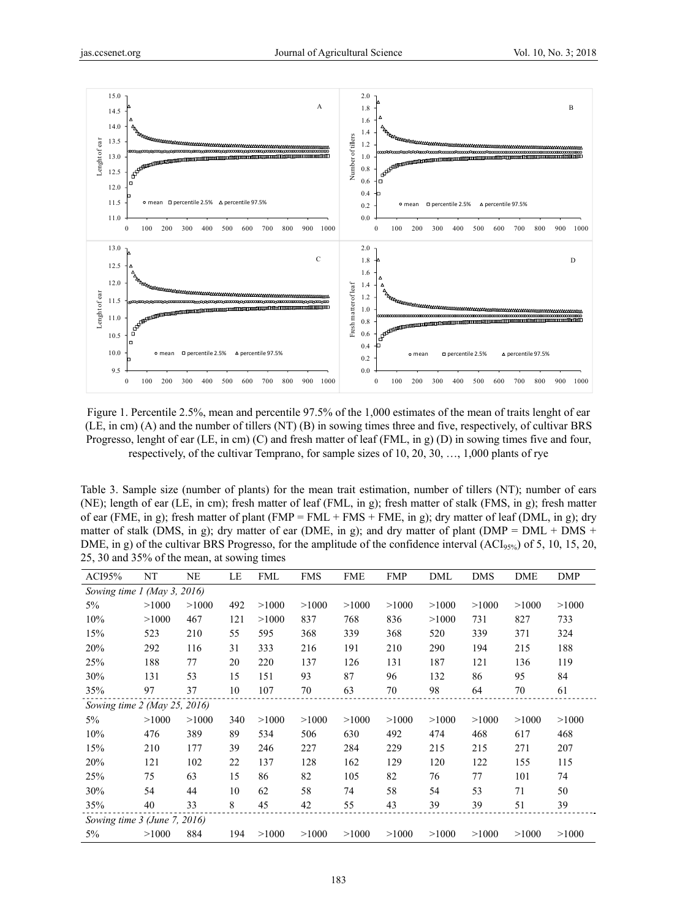Figure 1. Percentile 2.5%, mean and percentile 97.5% of the 1,000 estimates of the mean of traits lenght of ear (LE, in cm) (A) and the number of tillers (NT) (B) in sowing times three and five, respectively, of cultivar BRS Progresso, lenght of ear (LE, in cm) (C) and fresh matter of leaf (FML, in g) (D) in sowing times five and four, respectively, of the cultivar Temprano, for sample sizes of 10, 20, 30, …, 1,000 plants of rye

Table 3. Sample size (number of plants) for the mean trait estimation, number of tillers (NT); number of ears (NE); length of ear (LE, in cm); fresh matter of leaf (FML, in g); fresh matter of stalk (FMS, in g); fresh matter of ear (FME, in g); fresh matter of plant (FMP = FML + FMS + FME, in g); dry matter of leaf (DML, in g); dry matter of stalk (DMS, in g); dry matter of ear (DME, in g); and dry matter of plant (DMP = DML + DMS + DME, in g) of the cultivar BRS Progresso, for the amplitude of the confidence interval ($ACI_{95\%}$) of 5, 10, 15, 20, 25, 30 and 35% of the mean, at sowing times

| ACI95% | NT | NE | LE | FML | FMS | FME | FMP | DML | DMS | DME | DMP |
|---|---|---|---|---|---|---|---|---|---|---|---|
| *Sowing time 1 (May 3, 2016)* | | | | | | | | | | | |
| 5% | >1000 | >1000 | 492 | >1000 | >1000 | >1000 | >1000 | >1000 | >1000 | >1000 | >1000 |
| 10% | >1000 | 467 | 121 | >1000 | 837 | 768 | 836 | >1000 | 731 | 827 | 733 |
| 15% | 523 | 210 | 55 | 595 | 368 | 339 | 368 | 520 | 339 | 371 | 324 |
| 20% | 292 | 116 | 31 | 333 | 216 | 191 | 210 | 290 | 194 | 215 | 188 |
| 25% | 188 | 77 | 20 | 220 | 137 | 126 | 131 | 187 | 121 | 136 | 119 |
| 30% | 131 | 53 | 15 | 151 | 93 | 87 | 96 | 132 | 86 | 95 | 84 |
| 35% | 97 | 37 | 10 | 107 | 70 | 63 | 70 | 98 | 64 | 70 | 61 |
| *Sowing time 2 (May 25, 2016)* | | | | | | | | | | | |
| 5% | >1000 | >1000 | 340 | >1000 | >1000 | >1000 | >1000 | >1000 | >1000 | >1000 | >1000 |
| 10% | 476 | 389 | 89 | 534 | 506 | 630 | 492 | 474 | 468 | 617 | 468 |
| 15% | 210 | 177 | 39 | 246 | 227 | 284 | 229 | 215 | 215 | 271 | 207 |
| 20% | 121 | 102 | 22 | 137 | 128 | 162 | 129 | 120 | 122 | 155 | 115 |
| 25% | 75 | 63 | 15 | 86 | 82 | 105 | 82 | 76 | 77 | 101 | 74 |
| 30% | 54 | 44 | 10 | 62 | 58 | 74 | 58 | 54 | 53 | 71 | 50 |
| 35% | 40 | 33 | 8 | 45 | 42 | 55 | 43 | 39 | 39 | 51 | 39 |
| *Sowing time 3 (June 7, 2016)* | | | | | | | | | | | |
| 5% | >1000 | 884 | 194 | >1000 | >1000 | >1000 | >1000 | >1000 | >1000 | >1000 | >1000 |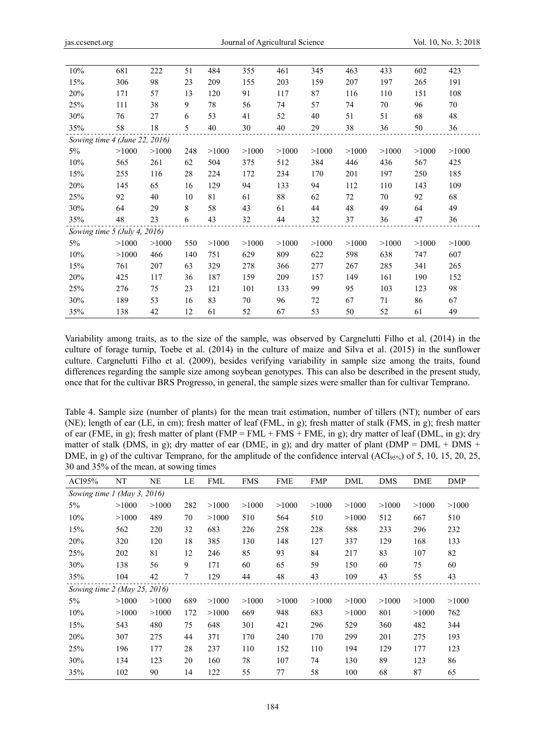| ACI95% | NT | NE | LE | FML | FMS | FME | FMP | DML | DMS | DME | DMP |
|---|---|---|---|---|---|---|---|---|---|---|---|
| 10% | 681 | 222 | 51 | 484 | 355 | 461 | 345 | 463 | 433 | 602 | 423 |
| 15% | 306 | 98 | 23 | 209 | 155 | 203 | 159 | 207 | 197 | 265 | 191 |
| 20% | 171 | 57 | 13 | 120 | 91 | 117 | 87 | 116 | 110 | 151 | 108 |
| 25% | 111 | 38 | 9 | 78 | 56 | 74 | 57 | 74 | 70 | 96 | 70 |
| 30% | 76 | 27 | 6 | 53 | 41 | 52 | 40 | 51 | 51 | 68 | 48 |
| 35% | 58 | 18 | 5 | 40 | 30 | 40 | 29 | 38 | 36 | 50 | 36 |
| *Sowing time 4 (June 22, 2016)* | | | | | | | | | | | |
| 5% | >1000 | >1000 | 248 | >1000 | >1000 | >1000 | >1000 | >1000 | >1000 | >1000 | >1000 |
| 10% | 565 | 261 | 62 | 504 | 375 | 512 | 384 | 446 | 436 | 567 | 425 |
| 15% | 255 | 116 | 28 | 224 | 172 | 234 | 170 | 201 | 197 | 250 | 185 |
| 20% | 145 | 65 | 16 | 129 | 94 | 133 | 94 | 112 | 110 | 143 | 109 |
| 25% | 92 | 40 | 10 | 81 | 61 | 88 | 62 | 72 | 70 | 92 | 68 |
| 30% | 64 | 29 | 8 | 58 | 43 | 61 | 44 | 48 | 49 | 64 | 49 |
| 35% | 48 | 23 | 6 | 43 | 32 | 44 | 32 | 37 | 36 | 47 | 36 |
| *Sowing time 5 (July 4, 2016)* | | | | | | | | | | | |
| 5% | >1000 | >1000 | 550 | >1000 | >1000 | >1000 | >1000 | >1000 | >1000 | >1000 | >1000 |
| 10% | >1000 | 466 | 140 | 751 | 629 | 809 | 622 | 598 | 638 | 747 | 607 |
| 15% | 761 | 207 | 63 | 329 | 278 | 366 | 277 | 267 | 285 | 341 | 265 |
| 20% | 425 | 117 | 36 | 187 | 159 | 209 | 157 | 149 | 161 | 190 | 152 |
| 25% | 276 | 75 | 23 | 121 | 101 | 133 | 99 | 95 | 103 | 123 | 98 |
| 30% | 189 | 53 | 16 | 83 | 70 | 96 | 72 | 67 | 71 | 86 | 67 |
| 35% | 138 | 42 | 12 | 61 | 52 | 67 | 53 | 50 | 52 | 61 | 49 |

Variability among traits, as to the size of the sample, was observed by Cargnelutti Filho et al. (2014) in the culture of forage turnip, Toebe et al. (2014) in the culture of maize and Silva et al. (2015) in the sunflower culture. Cargnelutti Filho et al. (2009), besides verifying variability in sample size among the traits, found differences regarding the sample size among soybean genotypes. This can also be described in the present study, once that for the cultivar BRS Progresso, in general, the sample sizes were smaller than for cultivar Temprano.

Table 4. Sample size (number of plants) for the mean trait estimation, number of tillers (NT); number of ears (NE); length of ear (LE, in cm); fresh matter of leaf (FML, in g); fresh matter of stalk (FMS, in g); fresh matter of ear (FME, in g); fresh matter of plant (FMP = FML + FMS + FME, in g); dry matter of leaf (DML, in g); dry matter of stalk (DMS, in g); dry matter of ear (DME, in g); and dry matter of plant (DMP = DML + DMS + DME, in g) of the cultivar Temprano, for the amplitude of the confidence interval ($ACI_{95\%}$) of 5, 10, 15, 20, 25, 30 and 35% of the mean, at sowing times

| ACI95% | NT | NE | LE | FML | FMS | FME | FMP | DML | DMS | DME | DMP |
|---|---|---|---|---|---|---|---|---|---|---|---|
| *Sowing time 1 (May 3, 2016)* | | | | | | | | | | | |
| 5% | >1000 | >1000 | 282 | >1000 | >1000 | >1000 | >1000 | >1000 | >1000 | >1000 | >1000 |
| 10% | >1000 | 489 | 70 | >1000 | 510 | 564 | 510 | >1000 | 512 | 667 | 510 |
| 15% | 562 | 220 | 32 | 683 | 226 | 258 | 228 | 588 | 233 | 296 | 232 |
| 20% | 320 | 120 | 18 | 385 | 130 | 148 | 127 | 337 | 129 | 168 | 133 |
| 25% | 202 | 81 | 12 | 246 | 85 | 93 | 84 | 217 | 83 | 107 | 82 |
| 30% | 138 | 56 | 9 | 171 | 60 | 65 | 59 | 150 | 60 | 75 | 60 |
| 35% | 104 | 42 | 7 | 129 | 44 | 48 | 43 | 109 | 43 | 55 | 43 |
| *Sowing time 2 (May 25, 2016)* | | | | | | | | | | | |
| 5% | >1000 | >1000 | 689 | >1000 | >1000 | >1000 | >1000 | >1000 | >1000 | >1000 | >1000 |
| 10% | >1000 | >1000 | 172 | >1000 | 669 | 948 | 683 | >1000 | 801 | >1000 | 762 |
| 15% | 543 | 480 | 75 | 648 | 301 | 421 | 296 | 529 | 360 | 482 | 344 |
| 20% | 307 | 275 | 44 | 371 | 170 | 240 | 170 | 299 | 201 | 275 | 193 |
| 25% | 196 | 177 | 28 | 237 | 110 | 152 | 110 | 194 | 129 | 177 | 123 |
| 30% | 134 | 123 | 20 | 160 | 78 | 107 | 74 | 130 | 89 | 123 | 86 |
| 35% | 102 | 90 | 14 | 122 | 55 | 77 | 58 | 100 | 68 | 87 | 65 |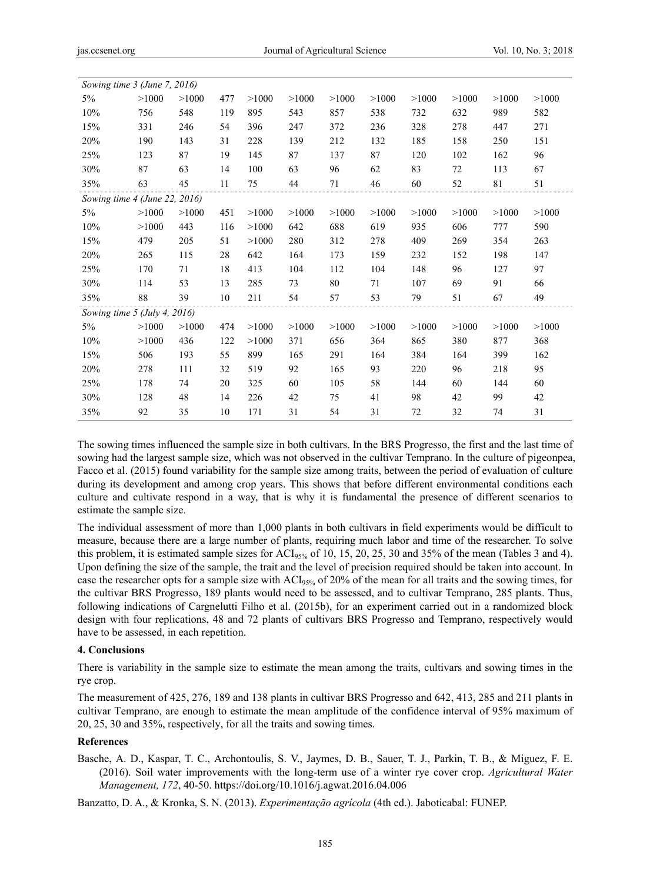| | | | | | | | | | | | |
|---|---|---|---|---|---|---|---|---|---|---|---|
| *Sowing time 3 (June 7, 2016)* | | | | | | | | | | | |
| 5% | >1000 | >1000 | 477 | >1000 | >1000 | >1000 | >1000 | >1000 | >1000 | >1000 | >1000 |
| 10% | 756 | 548 | 119 | 895 | 543 | 857 | 538 | 732 | 632 | 989 | 582 |
| 15% | 331 | 246 | 54 | 396 | 247 | 372 | 236 | 328 | 278 | 447 | 271 |
| 20% | 190 | 143 | 31 | 228 | 139 | 212 | 132 | 185 | 158 | 250 | 151 |
| 25% | 123 | 87 | 19 | 145 | 87 | 137 | 87 | 120 | 102 | 162 | 96 |
| 30% | 87 | 63 | 14 | 100 | 63 | 96 | 62 | 83 | 72 | 113 | 67 |
| 35% | 63 | 45 | 11 | 75 | 44 | 71 | 46 | 60 | 52 | 81 | 51 |
| *Sowing time 4 (June 22, 2016)* | | | | | | | | | | | |
| 5% | >1000 | >1000 | 451 | >1000 | >1000 | >1000 | >1000 | >1000 | >1000 | >1000 | >1000 |
| 10% | >1000 | 443 | 116 | >1000 | 642 | 688 | 619 | 935 | 606 | 777 | 590 |
| 15% | 479 | 205 | 51 | >1000 | 280 | 312 | 278 | 409 | 269 | 354 | 263 |
| 20% | 265 | 115 | 28 | 642 | 164 | 173 | 159 | 232 | 152 | 198 | 147 |
| 25% | 170 | 71 | 18 | 413 | 104 | 112 | 104 | 148 | 96 | 127 | 97 |
| 30% | 114 | 53 | 13 | 285 | 73 | 80 | 71 | 107 | 69 | 91 | 66 |
| 35% | 88 | 39 | 10 | 211 | 54 | 57 | 53 | 79 | 51 | 67 | 49 |
| *Sowing time 5 (July 4, 2016)* | | | | | | | | | | | |
| 5% | >1000 | >1000 | 474 | >1000 | >1000 | >1000 | >1000 | >1000 | >1000 | >1000 | >1000 |
| 10% | >1000 | 436 | 122 | >1000 | 371 | 656 | 364 | 865 | 380 | 877 | 368 |
| 15% | 506 | 193 | 55 | 899 | 165 | 291 | 164 | 384 | 164 | 399 | 162 |
| 20% | 278 | 111 | 32 | 519 | 92 | 165 | 93 | 220 | 96 | 218 | 95 |
| 25% | 178 | 74 | 20 | 325 | 60 | 105 | 58 | 144 | 60 | 144 | 60 |
| 30% | 128 | 48 | 14 | 226 | 42 | 75 | 41 | 98 | 42 | 99 | 42 |
| 35% | 92 | 35 | 10 | 171 | 31 | 54 | 31 | 72 | 32 | 74 | 31 |

The sowing times influenced the sample size in both cultivars. In the BRS Progresso, the first and the last time of sowing had the largest sample size, which was not observed in the cultivar Temprano. In the culture of pigeonpea, Facco et al. (2015) found variability for the sample size among traits, between the period of evaluation of culture during its development and among crop years. This shows that before different environmental conditions each culture and cultivate respond in a way, that is why it is fundamental the presence of different scenarios to estimate the sample size.

The individual assessment of more than 1,000 plants in both cultivars in field experiments would be difficult to measure, because there are a large number of plants, requiring much labor and time of the researcher. To solve this problem, it is estimated sample sizes for $ACI_{95\%}$ of 10, 15, 20, 25, 30 and 35% of the mean (Tables 3 and 4). Upon defining the size of the sample, the trait and the level of precision required should be taken into account. In case the researcher opts for a sample size with $ACI_{95\%}$ of 20% of the mean for all traits and the sowing times, for the cultivar BRS Progresso, 189 plants would need to be assessed, and to cultivar Temprano, 285 plants. Thus, following indications of Cargnelutti Filho et al. (2015b), for an experiment carried out in a randomized block design with four replications, 48 and 72 plants of cultivars BRS Progresso and Temprano, respectively would have to be assessed, in each repetition.

## 4. Conclusions

There is variability in the sample size to estimate the mean among the traits, cultivars and sowing times in the rye crop.

The measurement of 425, 276, 189 and 138 plants in cultivar BRS Progresso and 642, 413, 285 and 211 plants in cultivar Temprano, are enough to estimate the mean amplitude of the confidence interval of 95% maximum of 20, 25, 30 and 35%, respectively, for all the traits and sowing times.

## References

Basche, A. D., Kaspar, T. C., Archontoulis, S. V., Jaymes, D. B., Sauer, T. J., Parkin, T. B., & Miguez, F. E. (2016). Soil water improvements with the long-term use of a winter rye cover crop. *Agricultural Water Management, 172*, 40-50. https://doi.org/10.1016/j.agwat.2016.04.006

Banzatto, D. A., & Kronka, S. N. (2013). *Experimentação agrícola* (4th ed.). Jaboticabal: FUNEP.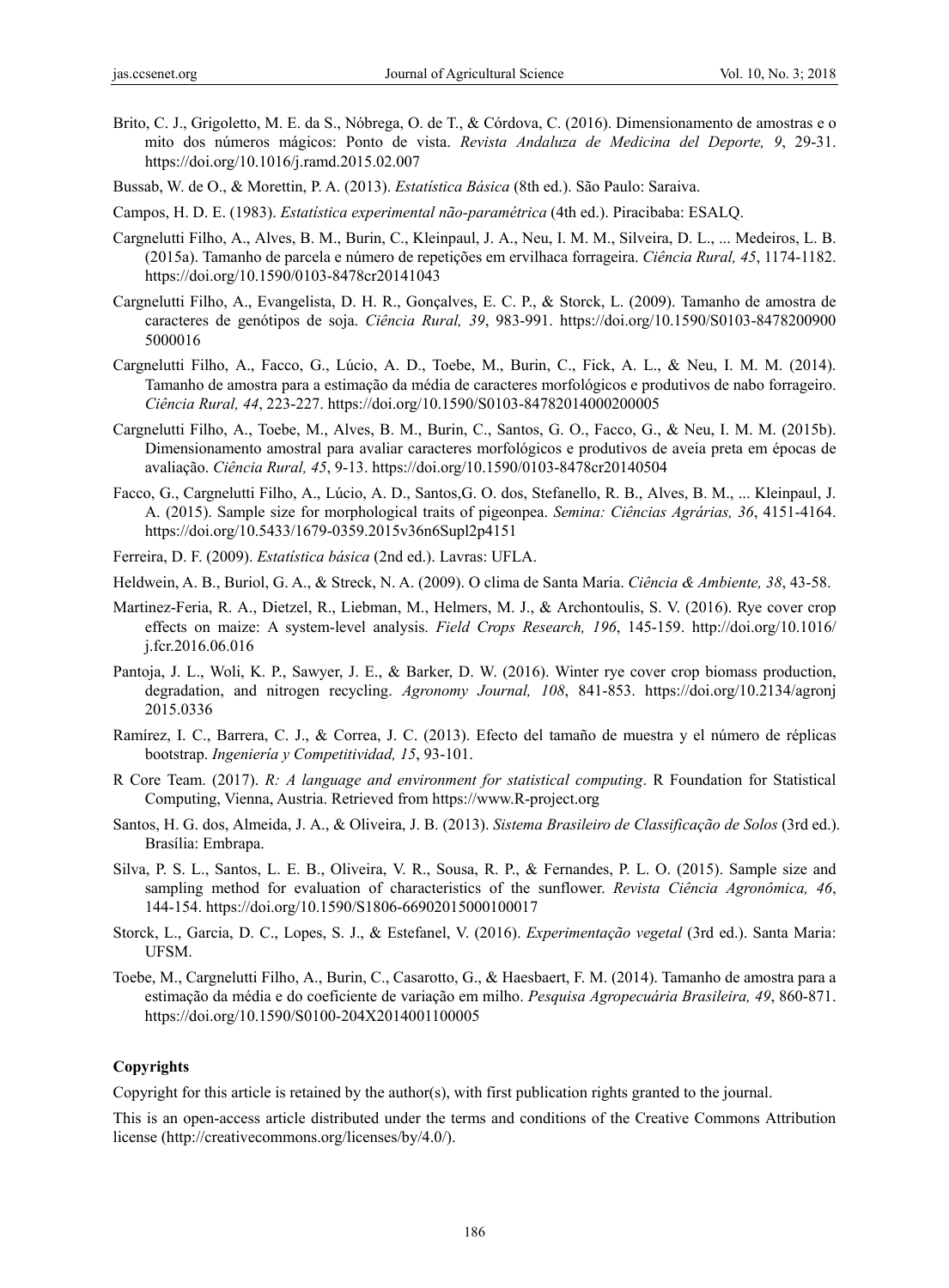Brito, C. J., Grigoletto, M. E. da S., Nóbrega, O. de T., & Córdova, C. (2016). Dimensionamento de amostras e o mito dos números mágicos: Ponto de vista. *Revista Andaluza de Medicina del Deporte, 9*, 29-31. https://doi.org/10.1016/j.ramd.2015.02.007

Bussab, W. de O., & Morettin, P. A. (2013). *Estatística Básica* (8th ed.). São Paulo: Saraiva.

Campos, H. D. E. (1983). *Estatística experimental não-paramétrica* (4th ed.). Piracibaba: ESALQ.

Cargnelutti Filho, A., Alves, B. M., Burin, C., Kleinpaul, J. A., Neu, I. M. M., Silveira, D. L., ... Medeiros, L. B. (2015a). Tamanho de parcela e número de repetições em ervilhaca forrageira. *Ciência Rural, 45*, 1174-1182. https://doi.org/10.1590/0103-8478cr20141043

Cargnelutti Filho, A., Evangelista, D. H. R., Gonçalves, E. C. P., & Storck, L. (2009). Tamanho de amostra de caracteres de genótipos de soja. *Ciência Rural, 39*, 983-991. https://doi.org/10.1590/S0103-84782009005000016

Cargnelutti Filho, A., Facco, G., Lúcio, A. D., Toebe, M., Burin, C., Fick, A. L., & Neu, I. M. M. (2014). Tamanho de amostra para a estimação da média de caracteres morfológicos e produtivos de nabo forrageiro. *Ciência Rural, 44*, 223-227. https://doi.org/10.1590/S0103-84782014000200005

Cargnelutti Filho, A., Toebe, M., Alves, B. M., Burin, C., Santos, G. O., Facco, G., & Neu, I. M. M. (2015b). Dimensionamento amostral para avaliar caracteres morfológicos e produtivos de aveia preta em épocas de avaliação. *Ciência Rural, 45*, 9-13. https://doi.org/10.1590/0103-8478cr20140504

Facco, G., Cargnelutti Filho, A., Lúcio, A. D., Santos,G. O. dos, Stefanello, R. B., Alves, B. M., ... Kleinpaul, J. A. (2015). Sample size for morphological traits of pigeonpea. *Semina: Ciências Agrárias, 36*, 4151-4164. https://doi.org/10.5433/1679-0359.2015v36n6Supl2p4151

Ferreira, D. F. (2009). *Estatística básica* (2nd ed.). Lavras: UFLA.

Heldwein, A. B., Buriol, G. A., & Streck, N. A. (2009). O clima de Santa Maria. *Ciência & Ambiente, 38*, 43-58.

Martinez-Feria, R. A., Dietzel, R., Liebman, M., Helmers, M. J., & Archontoulis, S. V. (2016). Rye cover crop effects on maize: A system-level analysis. *Field Crops Research, 196*, 145-159. http://doi.org/10.1016/j.fcr.2016.06.016

Pantoja, J. L., Woli, K. P., Sawyer, J. E., & Barker, D. W. (2016). Winter rye cover crop biomass production, degradation, and nitrogen recycling. *Agronomy Journal, 108*, 841-853. https://doi.org/10.2134/agronj2015.0336

Ramírez, I. C., Barrera, C. J., & Correa, J. C. (2013). Efecto del tamaño de muestra y el número de réplicas bootstrap. *Ingeniería y Competitividad, 15*, 93-101.

R Core Team. (2017). *R: A language and environment for statistical computing*. R Foundation for Statistical Computing, Vienna, Austria. Retrieved from https://www.R-project.org

Santos, H. G. dos, Almeida, J. A., & Oliveira, J. B. (2013). *Sistema Brasileiro de Classificação de Solos* (3rd ed.). Brasília: Embrapa.

Silva, P. S. L., Santos, L. E. B., Oliveira, V. R., Sousa, R. P., & Fernandes, P. L. O. (2015). Sample size and sampling method for evaluation of characteristics of the sunflower. *Revista Ciência Agronômica, 46*, 144-154. https://doi.org/10.1590/S1806-66902015000100017

Storck, L., Garcia, D. C., Lopes, S. J., & Estefanel, V. (2016). *Experimentação vegetal* (3rd ed.). Santa Maria: UFSM.

Toebe, M., Cargnelutti Filho, A., Burin, C., Casarotto, G., & Haesbaert, F. M. (2014). Tamanho de amostra para a estimação da média e do coeficiente de variação em milho. *Pesquisa Agropecuária Brasileira, 49*, 860-871. https://doi.org/10.1590/S0100-204X2014001100005

**Copyrights**

Copyright for this article is retained by the author(s), with first publication rights granted to the journal.

This is an open-access article distributed under the terms and conditions of the Creative Commons Attribution license (http://creativecommons.org/licenses/by/4.0/).